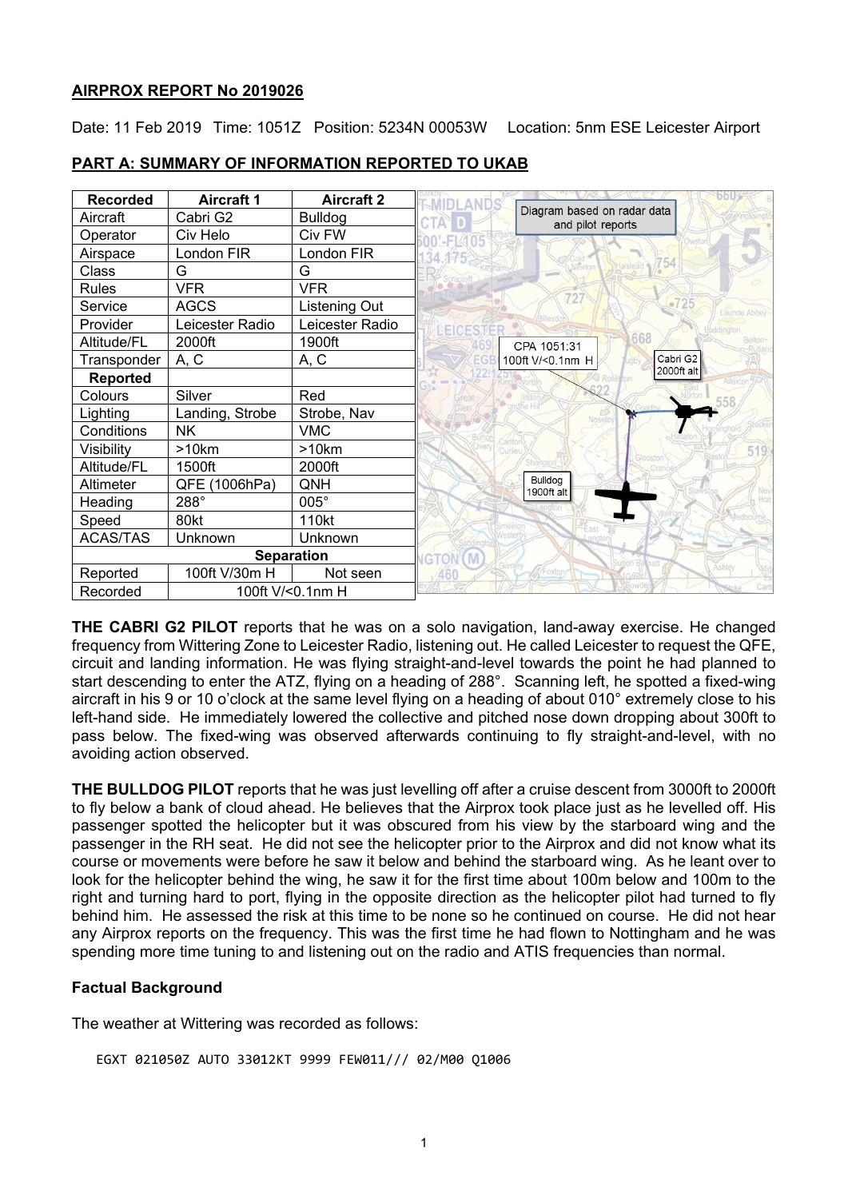**AIRPROX REPORT No 2019026**

Date: 11 Feb 2019 Time: 1051Z Position: 5234N 00053W Location: 5nm ESE Leicester Airport

**PART A: SUMMARY OF INFORMATION REPORTED TO UKAB**

| Recorded | Aircraft 1 | Aircraft 2 |
|---|---|---|
| Aircraft | Cabri G2 | Bulldog |
| Operator | Civ Helo | Civ FW |
| Airspace | London FIR | London FIR |
| Class | G | G |
| Rules | VFR | VFR |
| Service | AGCS | Listening Out |
| Provider | Leicester Radio | Leicester Radio |
| Altitude/FL | 2000ft | 1900ft |
| Transponder | A, C | A, C |
| **Reported** | | |
| Colours | Silver | Red |
| Lighting | Landing, Strobe | Strobe, Nav |
| Conditions | NK | VMC |
| Visibility | >10km | >10km |
| Altitude/FL | 1500ft | 2000ft |
| Altimeter | QFE (1006hPa) | QNH |
| Heading | 288° | 005° |
| Speed | 80kt | 110kt |
| ACAS/TAS | Unknown | Unknown |
| **Separation** | | |
| Reported | 100ft V/30m H | Not seen |
| Recorded | 100ft V/<0.1nm H | |

Diagram based on radar data and pilot reports

CPA 1051:31 100ft V/<0.1nm H

Cabri G2 2000ft alt

Bulldog 1900ft alt

**THE CABRI G2 PILOT** reports that he was on a solo navigation, land-away exercise. He changed frequency from Wittering Zone to Leicester Radio, listening out. He called Leicester to request the QFE, circuit and landing information. He was flying straight-and-level towards the point he had planned to start descending to enter the ATZ, flying on a heading of 288°. Scanning left, he spotted a fixed-wing aircraft in his 9 or 10 o'clock at the same level flying on a heading of about 010° extremely close to his left-hand side. He immediately lowered the collective and pitched nose down dropping about 300ft to pass below. The fixed-wing was observed afterwards continuing to fly straight-and-level, with no avoiding action observed.

**THE BULLDOG PILOT** reports that he was just levelling off after a cruise descent from 3000ft to 2000ft to fly below a bank of cloud ahead. He believes that the Airprox took place just as he levelled off. His passenger spotted the helicopter but it was obscured from his view by the starboard wing and the passenger in the RH seat. He did not see the helicopter prior to the Airprox and did not know what its course or movements were before he saw it below and behind the starboard wing. As he leant over to look for the helicopter behind the wing, he saw it for the first time about 100m below and 100m to the right and turning hard to port, flying in the opposite direction as the helicopter pilot had turned to fly behind him. He assessed the risk at this time to be none so he continued on course. He did not hear any Airprox reports on the frequency. This was the first time he had flown to Nottingham and he was spending more time tuning to and listening out on the radio and ATIS frequencies than normal.

### Factual Background

The weather at Wittering was recorded as follows:

```
EGXT 021050Z AUTO 33012KT 9999 FEW011/// 02/M00 Q1006
```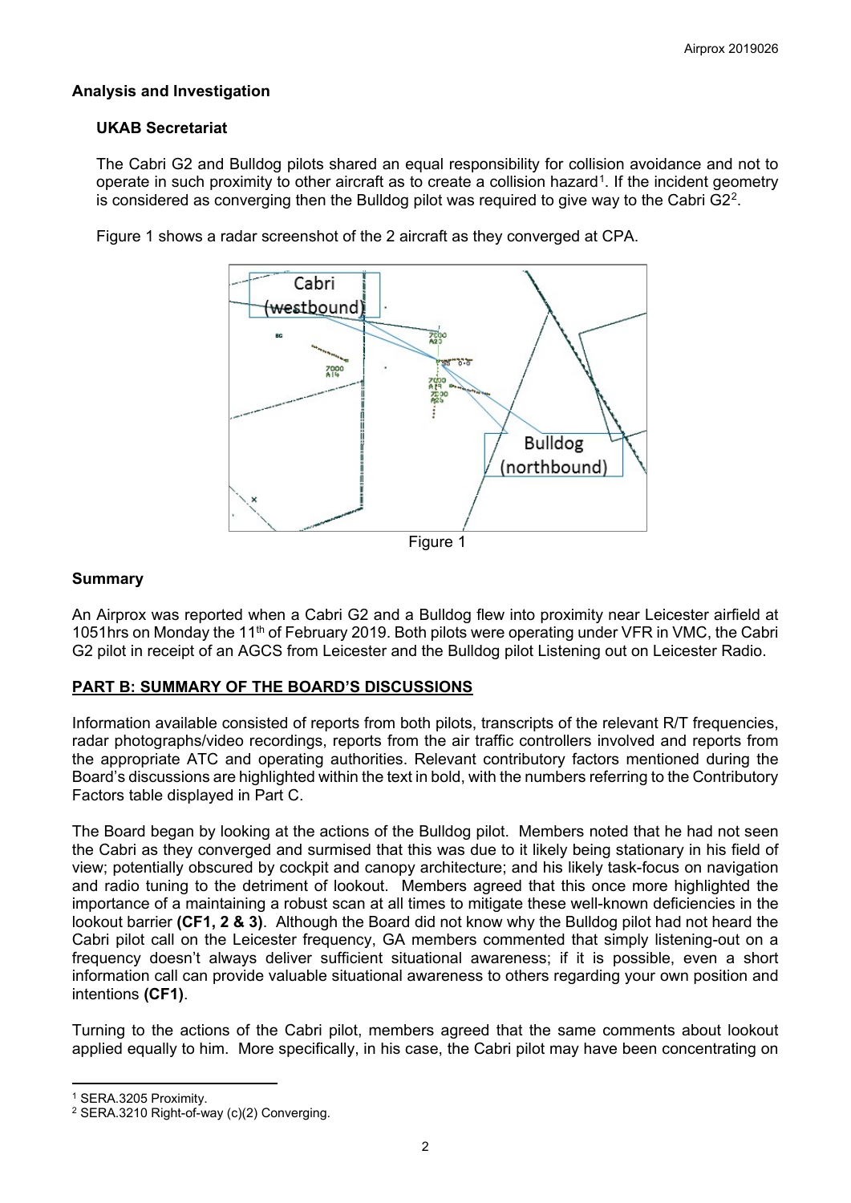## Analysis and Investigation

### UKAB Secretariat

The Cabri G2 and Bulldog pilots shared an equal responsibility for collision avoidance and not to operate in such proximity to other aircraft as to create a collision hazard[1]. If the incident geometry is considered as converging then the Bulldog pilot was required to give way to the Cabri G2[2].

Figure 1 shows a radar screenshot of the 2 aircraft as they converged at CPA.

Figure 1

## Summary

An Airprox was reported when a Cabri G2 and a Bulldog flew into proximity near Leicester airfield at 1051hrs on Monday the 11th of February 2019. Both pilots were operating under VFR in VMC, the Cabri G2 pilot in receipt of an AGCS from Leicester and the Bulldog pilot Listening out on Leicester Radio.

## PART B: SUMMARY OF THE BOARD'S DISCUSSIONS

Information available consisted of reports from both pilots, transcripts of the relevant R/T frequencies, radar photographs/video recordings, reports from the air traffic controllers involved and reports from the appropriate ATC and operating authorities. Relevant contributory factors mentioned during the Board's discussions are highlighted within the text in bold, with the numbers referring to the Contributory Factors table displayed in Part C.

The Board began by looking at the actions of the Bulldog pilot. Members noted that he had not seen the Cabri as they converged and surmised that this was due to it likely being stationary in his field of view; potentially obscured by cockpit and canopy architecture; and his likely task-focus on navigation and radio tuning to the detriment of lookout. Members agreed that this once more highlighted the importance of a maintaining a robust scan at all times to mitigate these well-known deficiencies in the lookout barrier **(CF1, 2 & 3)**. Although the Board did not know why the Bulldog pilot had not heard the Cabri pilot call on the Leicester frequency, GA members commented that simply listening-out on a frequency doesn't always deliver sufficient situational awareness; if it is possible, even a short information call can provide valuable situational awareness to others regarding your own position and intentions **(CF1)**.

Turning to the actions of the Cabri pilot, members agreed that the same comments about lookout applied equally to him. More specifically, in his case, the Cabri pilot may have been concentrating on

---

[1] SERA.3205 Proximity.

[2] SERA.3210 Right-of-way (c)(2) Converging.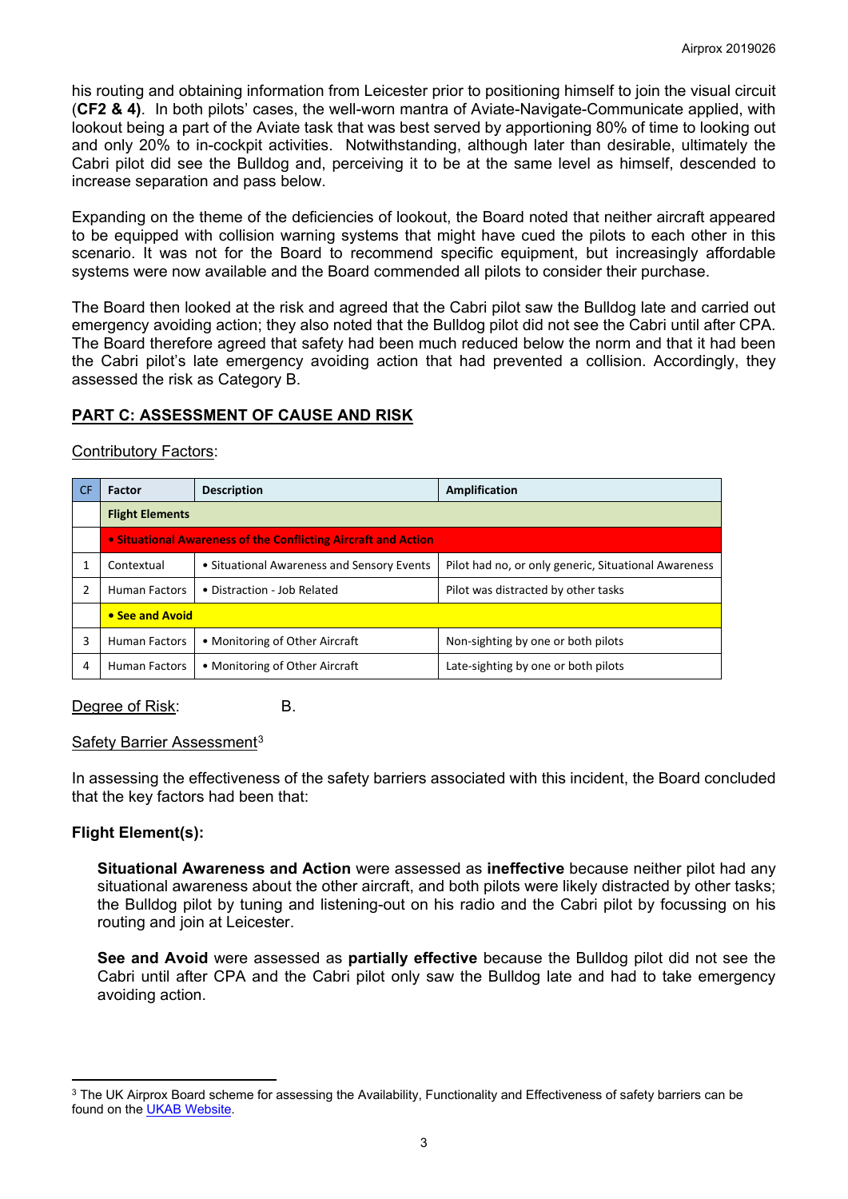his routing and obtaining information from Leicester prior to positioning himself to join the visual circuit (**CF2 & 4)**. In both pilots' cases, the well-worn mantra of Aviate-Navigate-Communicate applied, with lookout being a part of the Aviate task that was best served by apportioning 80% of time to looking out and only 20% to in-cockpit activities. Notwithstanding, although later than desirable, ultimately the Cabri pilot did see the Bulldog and, perceiving it to be at the same level as himself, descended to increase separation and pass below.

Expanding on the theme of the deficiencies of lookout, the Board noted that neither aircraft appeared to be equipped with collision warning systems that might have cued the pilots to each other in this scenario. It was not for the Board to recommend specific equipment, but increasingly affordable systems were now available and the Board commended all pilots to consider their purchase.

The Board then looked at the risk and agreed that the Cabri pilot saw the Bulldog late and carried out emergency avoiding action; they also noted that the Bulldog pilot did not see the Cabri until after CPA. The Board therefore agreed that safety had been much reduced below the norm and that it had been the Cabri pilot's late emergency avoiding action that had prevented a collision. Accordingly, they assessed the risk as Category B.

## PART C: ASSESSMENT OF CAUSE AND RISK

Contributory Factors:

| CF | Factor | Description | Amplification |
|---|---|---|---|
| | **Flight Elements** | | |
| | **• Situational Awareness of the Conflicting Aircraft and Action** | | |
| 1 | Contextual | • Situational Awareness and Sensory Events | Pilot had no, or only generic, Situational Awareness |
| 2 | Human Factors | • Distraction - Job Related | Pilot was distracted by other tasks |
| | **• See and Avoid** | | |
| 3 | Human Factors | • Monitoring of Other Aircraft | Non-sighting by one or both pilots |
| 4 | Human Factors | • Monitoring of Other Aircraft | Late-sighting by one or both pilots |

Degree of Risk: B.

Safety Barrier Assessment[3]

In assessing the effectiveness of the safety barriers associated with this incident, the Board concluded that the key factors had been that:

**Flight Element(s):**

**Situational Awareness and Action** were assessed as **ineffective** because neither pilot had any situational awareness about the other aircraft, and both pilots were likely distracted by other tasks; the Bulldog pilot by tuning and listening-out on his radio and the Cabri pilot by focussing on his routing and join at Leicester.

**See and Avoid** were assessed as **partially effective** because the Bulldog pilot did not see the Cabri until after CPA and the Cabri pilot only saw the Bulldog late and had to take emergency avoiding action.

[3] The UK Airprox Board scheme for assessing the Availability, Functionality and Effectiveness of safety barriers can be found on the UKAB Website.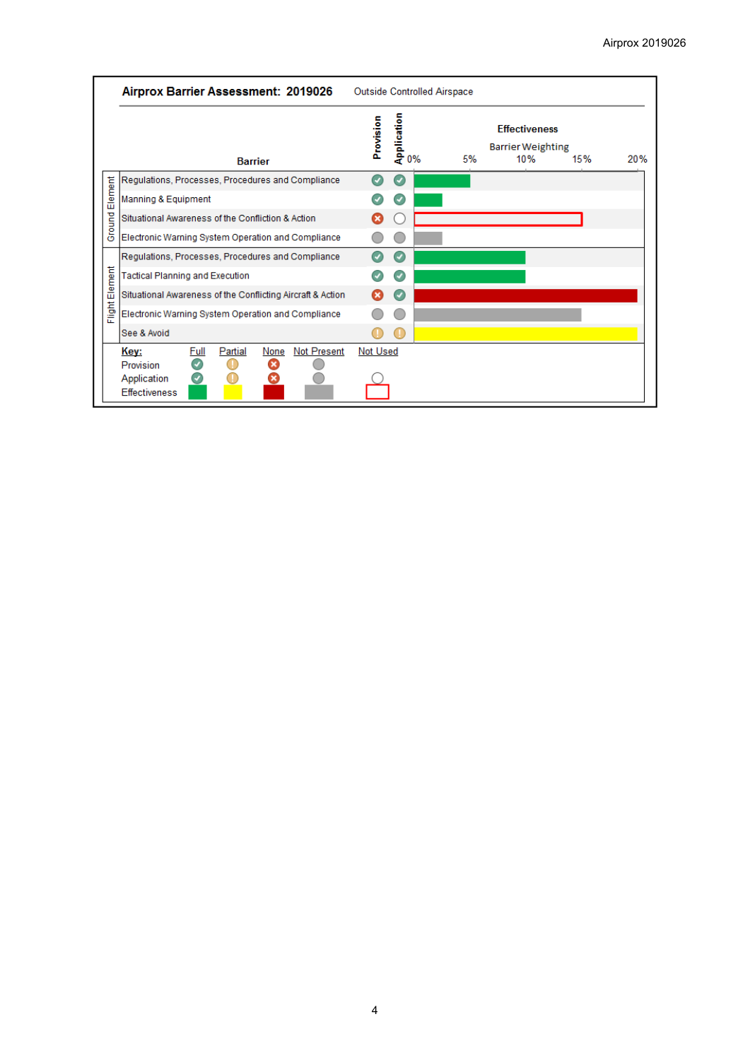**Airprox Barrier Assessment: 2019026** Outside Controlled Airspace

| | Barrier | Provision | Application |
|---|---|---|---|
| Ground Element | Regulations, Processes, Procedures and Compliance | Full | Full |
| | Manning & Equipment | Full | Full |
| | Situational Awareness of the Confliction & Action | None | Not Used |
| | Electronic Warning System Operation and Compliance | Not Present | Not Present |
| Flight Element | Regulations, Processes, Procedures and Compliance | Full | Full |
| | Tactical Planning and Execution | Full | Full |
| | Situational Awareness of the Conflicting Aircraft & Action | None | Full |
| | Electronic Warning System Operation and Compliance | Not Present | Not Present |
| | See & Avoid | Partial | Partial |

Effectiveness

Barrier Weighting

0%

5%

10%

15%

20%

Key: Full, Partial, None, Not Present, Not Used

Provision

Application

Effectiveness